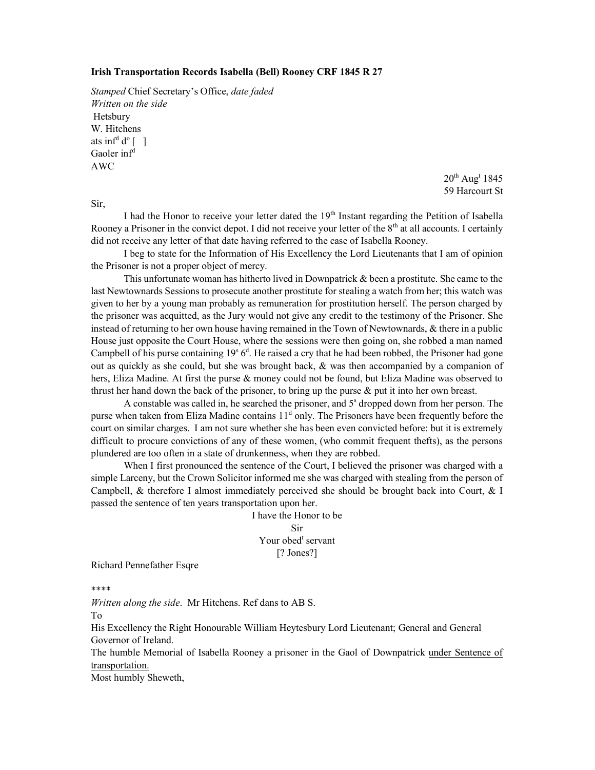**Irish Transportation Records Isabella (Bell) Rooney CRF 1845 R 27**

*Stamped* Chief Secretary's Office, *date faded*
*Written on the side*
Hetsbury
W. Hitchens
ats inf[d] d[o] [ ]
Gaoler inf[d]
AWC

20[th] Aug[t] 1845
59 Harcourt St

Sir,

I had the Honor to receive your letter dated the 19[th] Instant regarding the Petition of Isabella Rooney a Prisoner in the convict depot. I did not receive your letter of the 8[th] at all accounts. I certainly did not receive any letter of that date having referred to the case of Isabella Rooney.

I beg to state for the Information of His Excellency the Lord Lieutenants that I am of opinion the Prisoner is not a proper object of mercy.

This unfortunate woman has hitherto lived in Downpatrick & been a prostitute. She came to the last Newtownards Sessions to prosecute another prostitute for stealing a watch from her; this watch was given to her by a young man probably as remuneration for prostitution herself. The person charged by the prisoner was acquitted, as the Jury would not give any credit to the testimony of the Prisoner. She instead of returning to her own house having remained in the Town of Newtownards, & there in a public House just opposite the Court House, where the sessions were then going on, she robbed a man named Campbell of his purse containing 19[s] 6[d]. He raised a cry that he had been robbed, the Prisoner had gone out as quickly as she could, but she was brought back, & was then accompanied by a companion of hers, Eliza Madine. At first the purse & money could not be found, but Eliza Madine was observed to thrust her hand down the back of the prisoner, to bring up the purse & put it into her own breast.

A constable was called in, he searched the prisoner, and 5[s] dropped down from her person. The purse when taken from Eliza Madine contains 11[d] only. The Prisoners have been frequently before the court on similar charges. I am not sure whether she has been even convicted before: but it is extremely difficult to procure convictions of any of these women, (who commit frequent thefts), as the persons plundered are too often in a state of drunkenness, when they are robbed.

When I first pronounced the sentence of the Court, I believed the prisoner was charged with a simple Larceny, but the Crown Solicitor informed me she was charged with stealing from the person of Campbell, & therefore I almost immediately perceived she should be brought back into Court, & I passed the sentence of ten years transportation upon her.

I have the Honor to be
Sir
Your obed[t] servant
[? Jones?]

Richard Pennefather Esqre

****

*Written along the side*. Mr Hitchens. Ref dans to AB S.

To
His Excellency the Right Honourable William Heytesbury Lord Lieutenant; General and General Governor of Ireland.

The humble Memorial of Isabella Rooney a prisoner in the Gaol of Downpatrick <u>under Sentence of transportation.</u>

Most humbly Sheweth,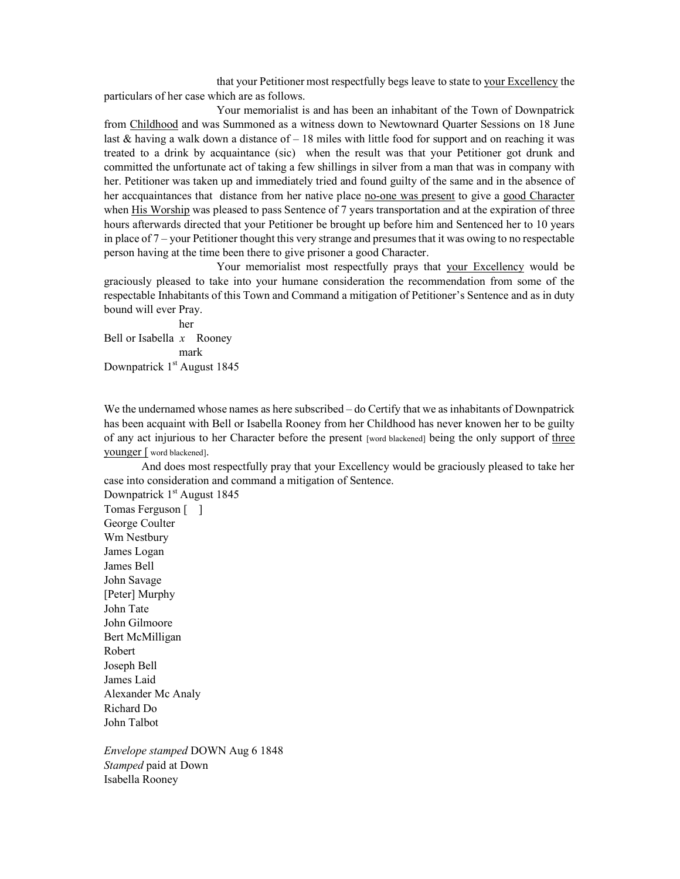that your Petitioner most respectfully begs leave to state to your Excellency the particulars of her case which are as follows.

Your memorialist is and has been an inhabitant of the Town of Downpatrick from Childhood and was Summoned as a witness down to Newtownard Quarter Sessions on 18 June last & having a walk down a distance of – 18 miles with little food for support and on reaching it was treated to a drink by acquaintance (sic) when the result was that your Petitioner got drunk and committed the unfortunate act of taking a few shillings in silver from a man that was in company with her. Petitioner was taken up and immediately tried and found guilty of the same and in the absence of her accquaintances that distance from her native place no-one was present to give a good Character when His Worship was pleased to pass Sentence of 7 years transportation and at the expiration of three hours afterwards directed that your Petitioner be brought up before him and Sentenced her to 10 years in place of 7 – your Petitioner thought this very strange and presumes that it was owing to no respectable person having at the time been there to give prisoner a good Character.

Your memorialist most respectfully prays that your Excellency would be graciously pleased to take into your humane consideration the recommendation from some of the respectable Inhabitants of this Town and Command a mitigation of Petitioner's Sentence and as in duty bound will ever Pray.

her
Bell or Isabella *x* Rooney
mark

Downpatrick 1st August 1845

We the undernamed whose names as here subscribed – do Certify that we as inhabitants of Downpatrick has been acquaint with Bell or Isabella Rooney from her Childhood has never knowen her to be guilty of any act injurious to her Character before the present [word blackened] being the only support of three younger [ word blackened].

And does most respectfully pray that your Excellency would be graciously pleased to take her case into consideration and command a mitigation of Sentence.

Downpatrick 1st August 1845

Tomas Ferguson [ ]
George Coulter
Wm Nestbury
James Logan
James Bell
John Savage
[Peter] Murphy
John Tate
John Gilmoore
Bert McMilligan
Robert
Joseph Bell
James Laid
Alexander Mc Analy
Richard Do
John Talbot

*Envelope stamped* DOWN Aug 6 1848
*Stamped* paid at Down
Isabella Rooney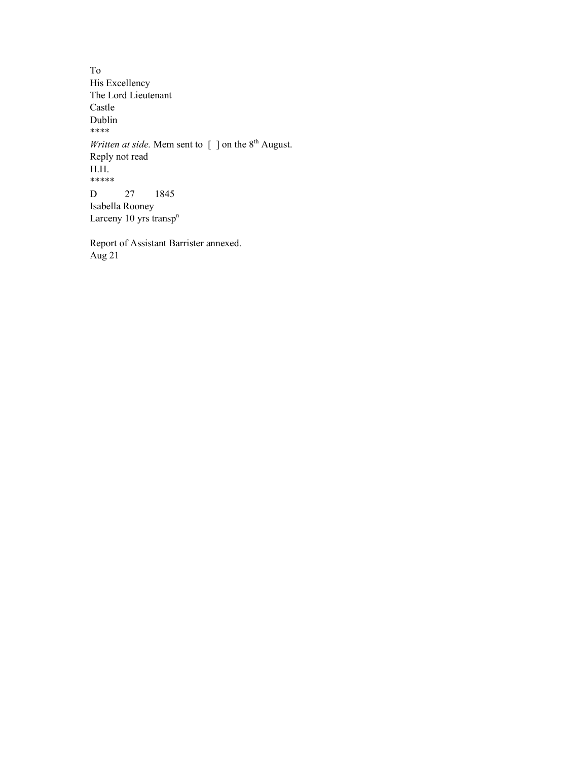To
His Excellency
The Lord Lieutenant
Castle
Dublin
****
*Written at side.* Mem sent to [ ] on the 8th August.
Reply not read
H.H.
*****
D 27 1845
Isabella Rooney
Larceny 10 yrs transpn

Report of Assistant Barrister annexed.
Aug 21